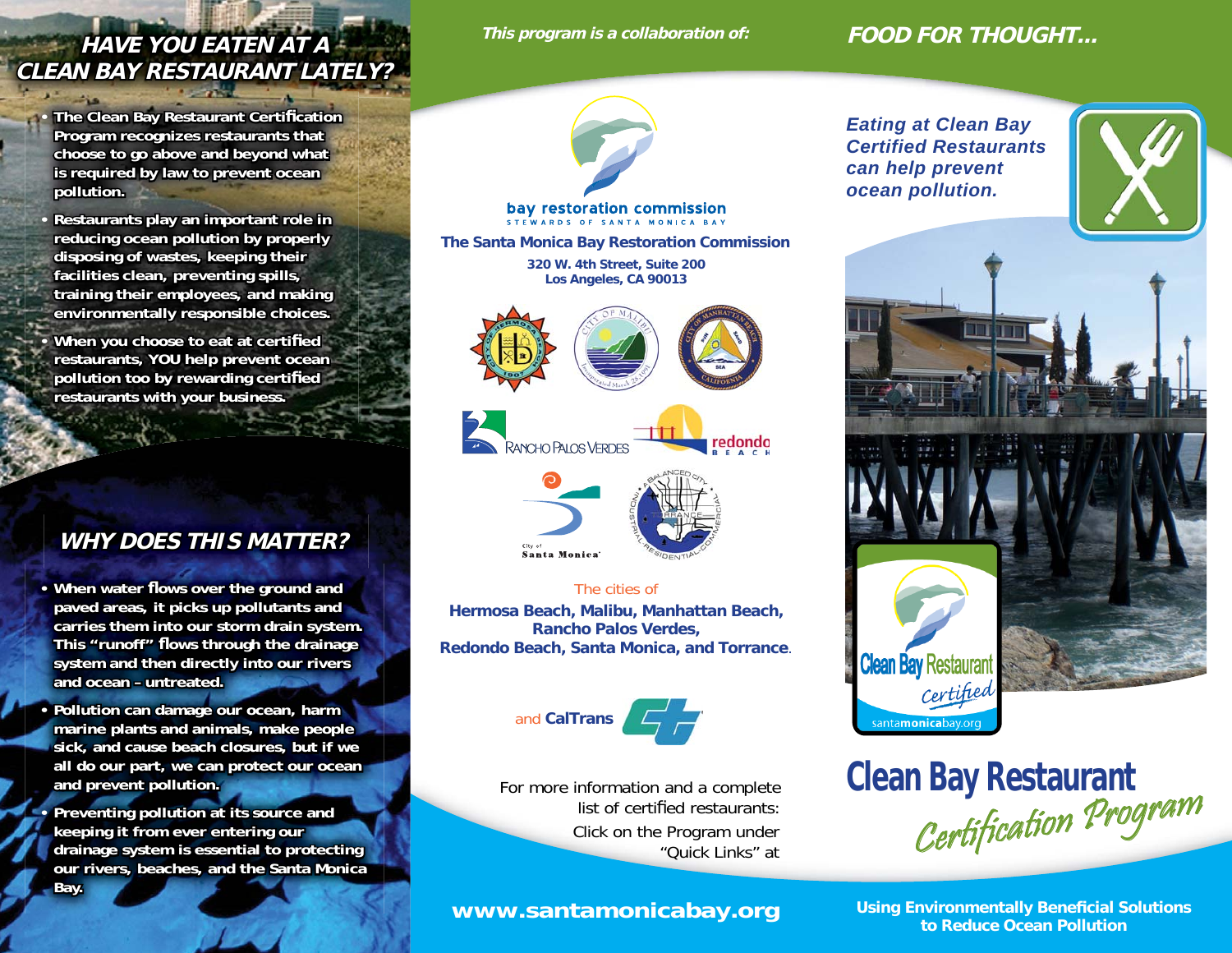## HAVE YOU EATEN AT A CLEAN BAY RESTAURANT LATELY?

- The Clean Bay Restaurant Certification Program recognizes restaurants that choose to go above and beyond what is required by law to prevent ocean pollution.
- Restaurants play an important role in reducing ocean pollution by properly disposing of wastes, keeping their facilities clean, preventing spills, training their employees, and making environmentally responsible choices.
- When you choose to eat at certified restaurants, YOU help prevent ocean pollution too by rewarding certified restaurants with your business.

## WHY DOES THIS MATTER?

- When water flows over the ground and paved areas, it picks up pollutants and carries them into our storm drain system. This "runoff" flows through the drainage system and then directly into our rivers and ocean – untreated.
- Pollution can damage our ocean, harm marine plants and animals, make people sick, and cause beach closures, but if we all do our part, we can protect our ocean and prevent pollution.
- Preventing pollution at its source and keeping it from ever entering our drainage system is essential to protecting our rivers, beaches, and the Santa Monica Bay.

*This program is a collaboration of:*

bay restoration commission
STEWARDS OF SANTA MONICA BAY

**The Santa Monica Bay Restoration Commission**
**320 W. 4th Street, Suite 200**
**Los Angeles, CA 90013**

The cities of
**Hermosa Beach, Malibu, Manhattan Beach, Rancho Palos Verdes, Redondo Beach, Santa Monica, and Torrance**.

and **CalTrans**

For more information and a complete list of certified restaurants:
Click on the Program under "Quick Links" at

**www.santamonicabay.org**

## FOOD FOR THOUGHT...

*Eating at Clean Bay Certified Restaurants can help prevent ocean pollution.*

Clean Bay Restaurant Certified
santamonicabay.org

# Clean Bay Restaurant *Certification Program*

**Using Environmentally Beneficial Solutions to Reduce Ocean Pollution**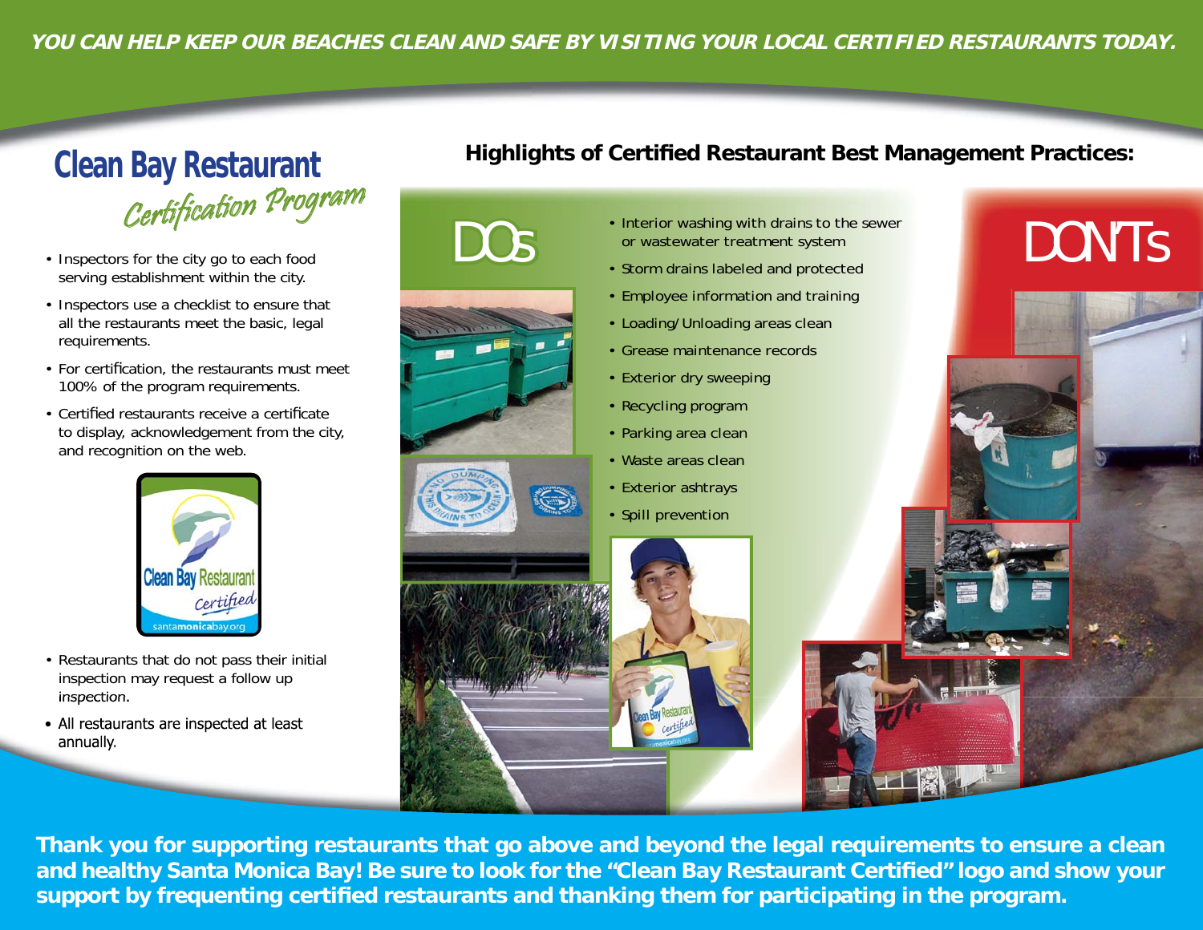**YOU CAN HELP KEEP OUR BEACHES CLEAN AND SAFE BY VISITING YOUR LOCAL CERTIFIED RESTAURANTS TODAY.**

# Clean Bay Restaurant *Certification Program*

- Inspectors for the city go to each food serving establishment within the city.
- Inspectors use a checklist to ensure that all the restaurants meet the basic, legal requirements.
- For certification, the restaurants must meet 100% of the program requirements.
- Certified restaurants receive a certificate to display, acknowledgement from the city, and recognition on the web.
- Restaurants that do not pass their initial inspection may request a follow up inspection.
- All restaurants are inspected at least annually.

## Highlights of Certified Restaurant Best Management Practices:

### DOs

- Interior washing with drains to the sewer or wastewater treatment system
- Storm drains labeled and protected
- Employee information and training
- Loading/Unloading areas clean
- Grease maintenance records
- Exterior dry sweeping
- Recycling program
- Parking area clean
- Waste areas clean
- Exterior ashtrays
- Spill prevention

### DON'Ts

**Thank you for supporting restaurants that go above and beyond the legal requirements to ensure a clean and healthy Santa Monica Bay! Be sure to look for the "Clean Bay Restaurant Certified" logo and show your support by frequenting certified restaurants and thanking them for participating in the program.**